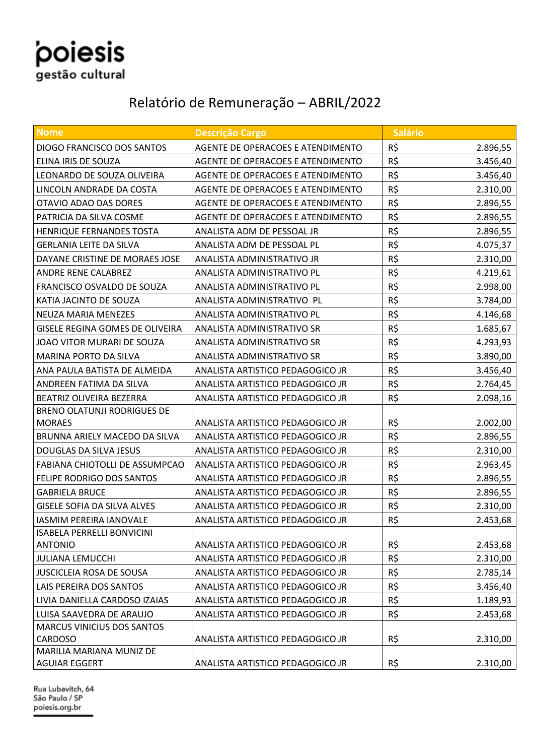poiesis
gestão cultural

# Relatório de Remuneração – ABRIL/2022

| Nome | Descrição Cargo | Salário |
|---|---|---|
| DIOGO FRANCISCO DOS SANTOS | AGENTE DE OPERACOES E ATENDIMENTO | R$ 2.896,55 |
| ELINA IRIS DE SOUZA | AGENTE DE OPERACOES E ATENDIMENTO | R$ 3.456,40 |
| LEONARDO DE SOUZA OLIVEIRA | AGENTE DE OPERACOES E ATENDIMENTO | R$ 3.456,40 |
| LINCOLN ANDRADE DA COSTA | AGENTE DE OPERACOES E ATENDIMENTO | R$ 2.310,00 |
| OTAVIO ADAO DAS DORES | AGENTE DE OPERACOES E ATENDIMENTO | R$ 2.896,55 |
| PATRICIA DA SILVA COSME | AGENTE DE OPERACOES E ATENDIMENTO | R$ 2.896,55 |
| HENRIQUE FERNANDES TOSTA | ANALISTA ADM DE PESSOAL JR | R$ 2.896,55 |
| GERLANIA LEITE DA SILVA | ANALISTA ADM DE PESSOAL PL | R$ 4.075,37 |
| DAYANE CRISTINE DE MORAES JOSE | ANALISTA ADMINISTRATIVO JR | R$ 2.310,00 |
| ANDRE RENE CALABREZ | ANALISTA ADMINISTRATIVO PL | R$ 4.219,61 |
| FRANCISCO OSVALDO DE SOUZA | ANALISTA ADMINISTRATIVO PL | R$ 2.998,00 |
| KATIA JACINTO DE SOUZA | ANALISTA ADMINISTRATIVO PL | R$ 3.784,00 |
| NEUZA MARIA MENEZES | ANALISTA ADMINISTRATIVO PL | R$ 4.146,68 |
| GISELE REGINA GOMES DE OLIVEIRA | ANALISTA ADMINISTRATIVO SR | R$ 1.685,67 |
| JOAO VITOR MURARI DE SOUZA | ANALISTA ADMINISTRATIVO SR | R$ 4.293,93 |
| MARINA PORTO DA SILVA | ANALISTA ADMINISTRATIVO SR | R$ 3.890,00 |
| ANA PAULA BATISTA DE ALMEIDA | ANALISTA ARTISTICO PEDAGOGICO JR | R$ 3.456,40 |
| ANDREEN FATIMA DA SILVA | ANALISTA ARTISTICO PEDAGOGICO JR | R$ 2.764,45 |
| BEATRIZ OLIVEIRA BEZERRA | ANALISTA ARTISTICO PEDAGOGICO JR | R$ 2.098,16 |
| BRENO OLATUNJI RODRIGUES DE MORAES | ANALISTA ARTISTICO PEDAGOGICO JR | R$ 2.002,00 |
| BRUNNA ARIELY MACEDO DA SILVA | ANALISTA ARTISTICO PEDAGOGICO JR | R$ 2.896,55 |
| DOUGLAS DA SILVA JESUS | ANALISTA ARTISTICO PEDAGOGICO JR | R$ 2.310,00 |
| FABIANA CHIOTOLLI DE ASSUMPCAO | ANALISTA ARTISTICO PEDAGOGICO JR | R$ 2.963,45 |
| FELIPE RODRIGO DOS SANTOS | ANALISTA ARTISTICO PEDAGOGICO JR | R$ 2.896,55 |
| GABRIELA BRUCE | ANALISTA ARTISTICO PEDAGOGICO JR | R$ 2.896,55 |
| GISELE SOFIA DA SILVA ALVES | ANALISTA ARTISTICO PEDAGOGICO JR | R$ 2.310,00 |
| IASMIM PEREIRA IANOVALE | ANALISTA ARTISTICO PEDAGOGICO JR | R$ 2.453,68 |
| ISABELA PERRELLI BONVICINI ANTONIO | ANALISTA ARTISTICO PEDAGOGICO JR | R$ 2.453,68 |
| JULIANA LEMUCCHI | ANALISTA ARTISTICO PEDAGOGICO JR | R$ 2.310,00 |
| JUSCICLEIA ROSA DE SOUSA | ANALISTA ARTISTICO PEDAGOGICO JR | R$ 2.785,14 |
| LAIS PEREIRA DOS SANTOS | ANALISTA ARTISTICO PEDAGOGICO JR | R$ 3.456,40 |
| LIVIA DANIELLA CARDOSO IZAIAS | ANALISTA ARTISTICO PEDAGOGICO JR | R$ 1.189,93 |
| LUISA SAAVEDRA DE ARAUJO | ANALISTA ARTISTICO PEDAGOGICO JR | R$ 2.453,68 |
| MARCUS VINICIUS DOS SANTOS CARDOSO | ANALISTA ARTISTICO PEDAGOGICO JR | R$ 2.310,00 |
| MARILIA MARIANA MUNIZ DE AGUIAR EGGERT | ANALISTA ARTISTICO PEDAGOGICO JR | R$ 2.310,00 |

Rua Lubavitch, 64
São Paulo / SP
poiesis.org.br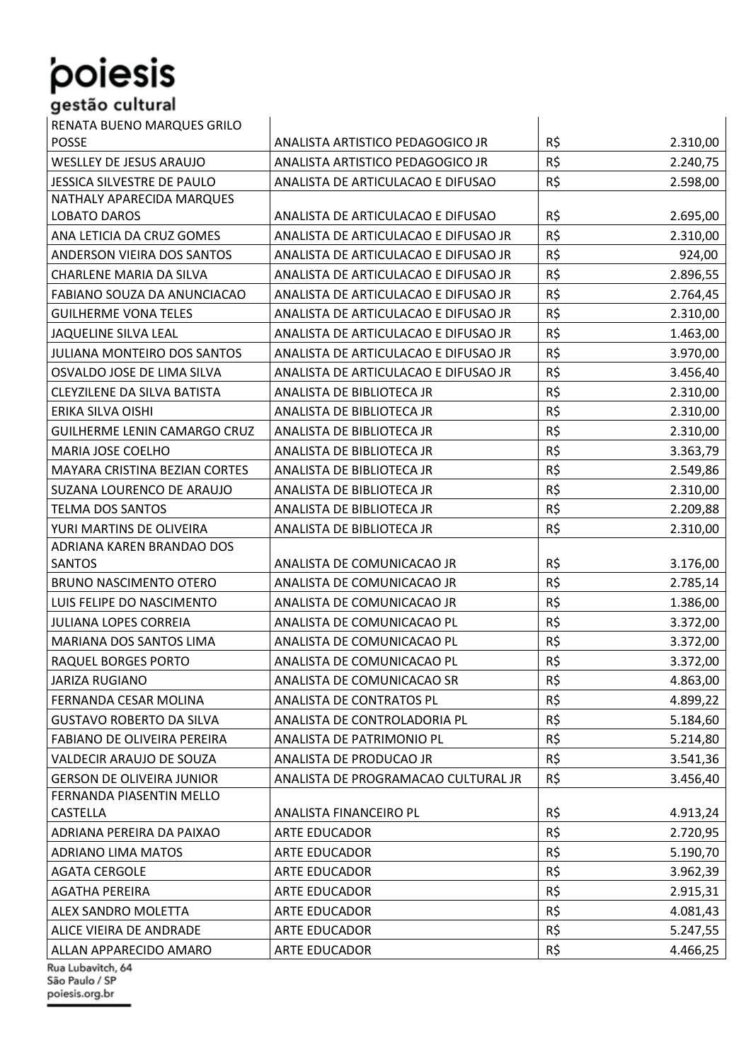| | | | |
|---|---|---|---|
| RENATA BUENO MARQUES GRILO POSSE | ANALISTA ARTISTICO PEDAGOGICO JR | R$ | 2.310,00 |
| WESLLEY DE JESUS ARAUJO | ANALISTA ARTISTICO PEDAGOGICO JR | R$ | 2.240,75 |
| JESSICA SILVESTRE DE PAULO | ANALISTA DE ARTICULACAO E DIFUSAO | R$ | 2.598,00 |
| NATHALY APARECIDA MARQUES LOBATO DAROS | ANALISTA DE ARTICULACAO E DIFUSAO | R$ | 2.695,00 |
| ANA LETICIA DA CRUZ GOMES | ANALISTA DE ARTICULACAO E DIFUSAO JR | R$ | 2.310,00 |
| ANDERSON VIEIRA DOS SANTOS | ANALISTA DE ARTICULACAO E DIFUSAO JR | R$ | 924,00 |
| CHARLENE MARIA DA SILVA | ANALISTA DE ARTICULACAO E DIFUSAO JR | R$ | 2.896,55 |
| FABIANO SOUZA DA ANUNCIACAO | ANALISTA DE ARTICULACAO E DIFUSAO JR | R$ | 2.764,45 |
| GUILHERME VONA TELES | ANALISTA DE ARTICULACAO E DIFUSAO JR | R$ | 2.310,00 |
| JAQUELINE SILVA LEAL | ANALISTA DE ARTICULACAO E DIFUSAO JR | R$ | 1.463,00 |
| JULIANA MONTEIRO DOS SANTOS | ANALISTA DE ARTICULACAO E DIFUSAO JR | R$ | 3.970,00 |
| OSVALDO JOSE DE LIMA SILVA | ANALISTA DE ARTICULACAO E DIFUSAO JR | R$ | 3.456,40 |
| CLEYZILENE DA SILVA BATISTA | ANALISTA DE BIBLIOTECA JR | R$ | 2.310,00 |
| ERIKA SILVA OISHI | ANALISTA DE BIBLIOTECA JR | R$ | 2.310,00 |
| GUILHERME LENIN CAMARGO CRUZ | ANALISTA DE BIBLIOTECA JR | R$ | 2.310,00 |
| MARIA JOSE COELHO | ANALISTA DE BIBLIOTECA JR | R$ | 3.363,79 |
| MAYARA CRISTINA BEZIAN CORTES | ANALISTA DE BIBLIOTECA JR | R$ | 2.549,86 |
| SUZANA LOURENCO DE ARAUJO | ANALISTA DE BIBLIOTECA JR | R$ | 2.310,00 |
| TELMA DOS SANTOS | ANALISTA DE BIBLIOTECA JR | R$ | 2.209,88 |
| YURI MARTINS DE OLIVEIRA | ANALISTA DE BIBLIOTECA JR | R$ | 2.310,00 |
| ADRIANA KAREN BRANDAO DOS SANTOS | ANALISTA DE COMUNICACAO JR | R$ | 3.176,00 |
| BRUNO NASCIMENTO OTERO | ANALISTA DE COMUNICACAO JR | R$ | 2.785,14 |
| LUIS FELIPE DO NASCIMENTO | ANALISTA DE COMUNICACAO JR | R$ | 1.386,00 |
| JULIANA LOPES CORREIA | ANALISTA DE COMUNICACAO PL | R$ | 3.372,00 |
| MARIANA DOS SANTOS LIMA | ANALISTA DE COMUNICACAO PL | R$ | 3.372,00 |
| RAQUEL BORGES PORTO | ANALISTA DE COMUNICACAO PL | R$ | 3.372,00 |
| JARIZA RUGIANO | ANALISTA DE COMUNICACAO SR | R$ | 4.863,00 |
| FERNANDA CESAR MOLINA | ANALISTA DE CONTRATOS PL | R$ | 4.899,22 |
| GUSTAVO ROBERTO DA SILVA | ANALISTA DE CONTROLADORIA PL | R$ | 5.184,60 |
| FABIANO DE OLIVEIRA PEREIRA | ANALISTA DE PATRIMONIO PL | R$ | 5.214,80 |
| VALDECIR ARAUJO DE SOUZA | ANALISTA DE PRODUCAO JR | R$ | 3.541,36 |
| GERSON DE OLIVEIRA JUNIOR | ANALISTA DE PROGRAMACAO CULTURAL JR | R$ | 3.456,40 |
| FERNANDA PIASENTIN MELLO CASTELLA | ANALISTA FINANCEIRO PL | R$ | 4.913,24 |
| ADRIANA PEREIRA DA PAIXAO | ARTE EDUCADOR | R$ | 2.720,95 |
| ADRIANO LIMA MATOS | ARTE EDUCADOR | R$ | 5.190,70 |
| AGATA CERGOLE | ARTE EDUCADOR | R$ | 3.962,39 |
| AGATHA PEREIRA | ARTE EDUCADOR | R$ | 2.915,31 |
| ALEX SANDRO MOLETTA | ARTE EDUCADOR | R$ | 4.081,43 |
| ALICE VIEIRA DE ANDRADE | ARTE EDUCADOR | R$ | 5.247,55 |
| ALLAN APPARECIDO AMARO | ARTE EDUCADOR | R$ | 4.466,25 |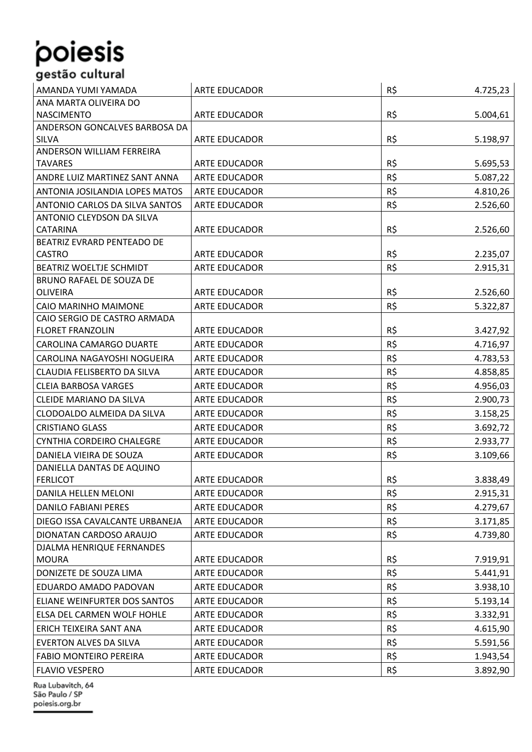| | | | |
|---|---|---|---|
| AMANDA YUMI YAMADA | ARTE EDUCADOR | R$ | 4.725,23 |
| ANA MARTA OLIVEIRA DO NASCIMENTO | ARTE EDUCADOR | R$ | 5.004,61 |
| ANDERSON GONCALVES BARBOSA DA SILVA | ARTE EDUCADOR | R$ | 5.198,97 |
| ANDERSON WILLIAM FERREIRA TAVARES | ARTE EDUCADOR | R$ | 5.695,53 |
| ANDRE LUIZ MARTINEZ SANT ANNA | ARTE EDUCADOR | R$ | 5.087,22 |
| ANTONIA JOSILANDIA LOPES MATOS | ARTE EDUCADOR | R$ | 4.810,26 |
| ANTONIO CARLOS DA SILVA SANTOS | ARTE EDUCADOR | R$ | 2.526,60 |
| ANTONIO CLEYDSON DA SILVA CATARINA | ARTE EDUCADOR | R$ | 2.526,60 |
| BEATRIZ EVRARD PENTEADO DE CASTRO | ARTE EDUCADOR | R$ | 2.235,07 |
| BEATRIZ WOELTJE SCHMIDT | ARTE EDUCADOR | R$ | 2.915,31 |
| BRUNO RAFAEL DE SOUZA DE OLIVEIRA | ARTE EDUCADOR | R$ | 2.526,60 |
| CAIO MARINHO MAIMONE | ARTE EDUCADOR | R$ | 5.322,87 |
| CAIO SERGIO DE CASTRO ARMADA FLORET FRANZOLIN | ARTE EDUCADOR | R$ | 3.427,92 |
| CAROLINA CAMARGO DUARTE | ARTE EDUCADOR | R$ | 4.716,97 |
| CAROLINA NAGAYOSHI NOGUEIRA | ARTE EDUCADOR | R$ | 4.783,53 |
| CLAUDIA FELISBERTO DA SILVA | ARTE EDUCADOR | R$ | 4.858,85 |
| CLEIA BARBOSA VARGES | ARTE EDUCADOR | R$ | 4.956,03 |
| CLEIDE MARIANO DA SILVA | ARTE EDUCADOR | R$ | 2.900,73 |
| CLODOALDO ALMEIDA DA SILVA | ARTE EDUCADOR | R$ | 3.158,25 |
| CRISTIANO GLASS | ARTE EDUCADOR | R$ | 3.692,72 |
| CYNTHIA CORDEIRO CHALEGRE | ARTE EDUCADOR | R$ | 2.933,77 |
| DANIELA VIEIRA DE SOUZA | ARTE EDUCADOR | R$ | 3.109,66 |
| DANIELLA DANTAS DE AQUINO FERLICOT | ARTE EDUCADOR | R$ | 3.838,49 |
| DANILA HELLEN MELONI | ARTE EDUCADOR | R$ | 2.915,31 |
| DANILO FABIANI PERES | ARTE EDUCADOR | R$ | 4.279,67 |
| DIEGO ISSA CAVALCANTE URBANEJA | ARTE EDUCADOR | R$ | 3.171,85 |
| DIONATAN CARDOSO ARAUJO | ARTE EDUCADOR | R$ | 4.739,80 |
| DJALMA HENRIQUE FERNANDES MOURA | ARTE EDUCADOR | R$ | 7.919,91 |
| DONIZETE DE SOUZA LIMA | ARTE EDUCADOR | R$ | 5.441,91 |
| EDUARDO AMADO PADOVAN | ARTE EDUCADOR | R$ | 3.938,10 |
| ELIANE WEINFURTER DOS SANTOS | ARTE EDUCADOR | R$ | 5.193,14 |
| ELSA DEL CARMEN WOLF HOHLE | ARTE EDUCADOR | R$ | 3.332,91 |
| ERICH TEIXEIRA SANT ANA | ARTE EDUCADOR | R$ | 4.615,90 |
| EVERTON ALVES DA SILVA | ARTE EDUCADOR | R$ | 5.591,56 |
| FABIO MONTEIRO PEREIRA | ARTE EDUCADOR | R$ | 1.943,54 |
| FLAVIO VESPERO | ARTE EDUCADOR | R$ | 3.892,90 |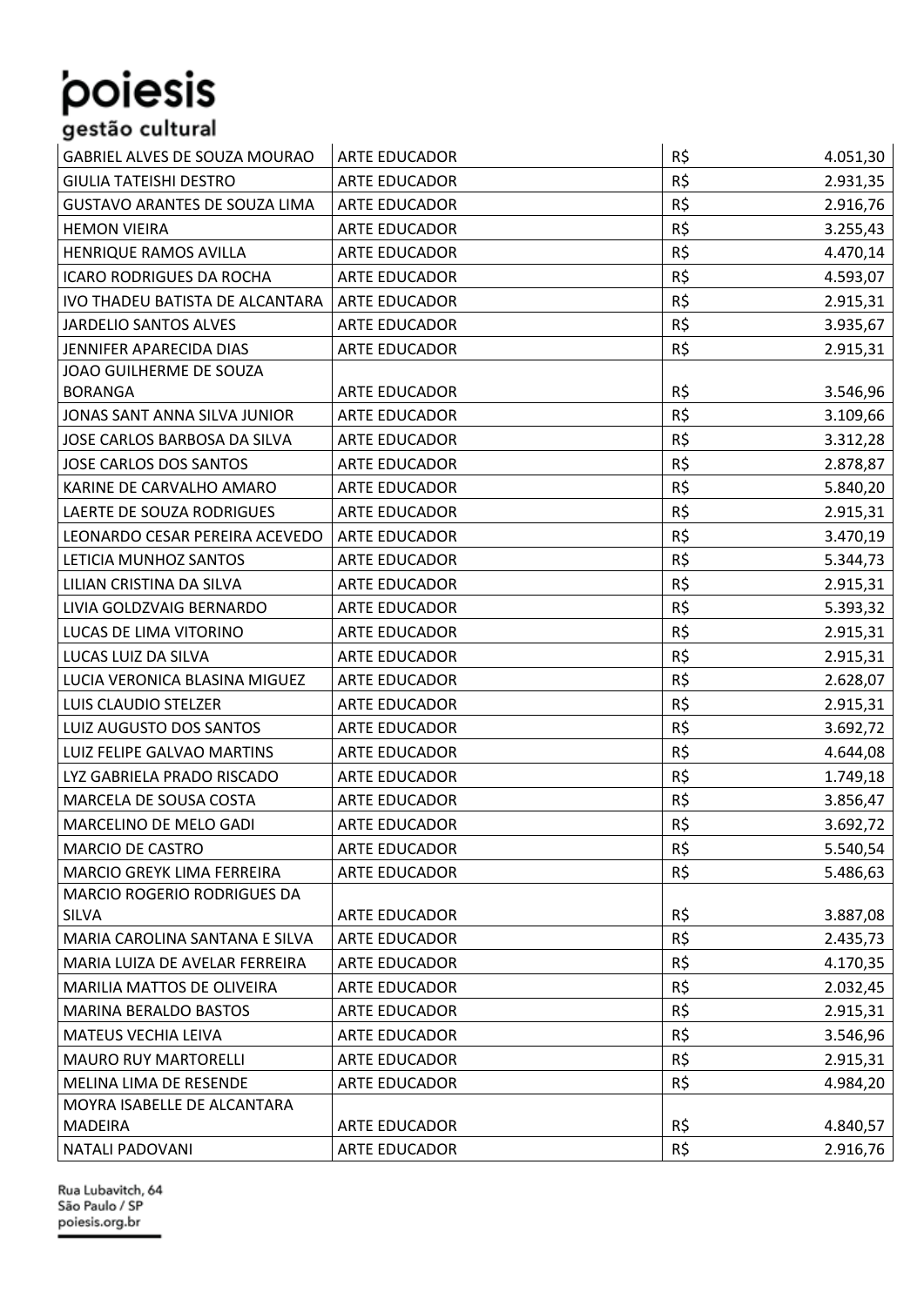| GABRIEL ALVES DE SOUZA MOURAO | ARTE EDUCADOR | R$ | 4.051,30 |
|---|---|---|---|
| GIULIA TATEISHI DESTRO | ARTE EDUCADOR | R$ | 2.931,35 |
| GUSTAVO ARANTES DE SOUZA LIMA | ARTE EDUCADOR | R$ | 2.916,76 |
| HEMON VIEIRA | ARTE EDUCADOR | R$ | 3.255,43 |
| HENRIQUE RAMOS AVILLA | ARTE EDUCADOR | R$ | 4.470,14 |
| ICARO RODRIGUES DA ROCHA | ARTE EDUCADOR | R$ | 4.593,07 |
| IVO THADEU BATISTA DE ALCANTARA | ARTE EDUCADOR | R$ | 2.915,31 |
| JARDELIO SANTOS ALVES | ARTE EDUCADOR | R$ | 3.935,67 |
| JENNIFER APARECIDA DIAS | ARTE EDUCADOR | R$ | 2.915,31 |
| JOAO GUILHERME DE SOUZA BORANGA | ARTE EDUCADOR | R$ | 3.546,96 |
| JONAS SANT ANNA SILVA JUNIOR | ARTE EDUCADOR | R$ | 3.109,66 |
| JOSE CARLOS BARBOSA DA SILVA | ARTE EDUCADOR | R$ | 3.312,28 |
| JOSE CARLOS DOS SANTOS | ARTE EDUCADOR | R$ | 2.878,87 |
| KARINE DE CARVALHO AMARO | ARTE EDUCADOR | R$ | 5.840,20 |
| LAERTE DE SOUZA RODRIGUES | ARTE EDUCADOR | R$ | 2.915,31 |
| LEONARDO CESAR PEREIRA ACEVEDO | ARTE EDUCADOR | R$ | 3.470,19 |
| LETICIA MUNHOZ SANTOS | ARTE EDUCADOR | R$ | 5.344,73 |
| LILIAN CRISTINA DA SILVA | ARTE EDUCADOR | R$ | 2.915,31 |
| LIVIA GOLDZVAIG BERNARDO | ARTE EDUCADOR | R$ | 5.393,32 |
| LUCAS DE LIMA VITORINO | ARTE EDUCADOR | R$ | 2.915,31 |
| LUCAS LUIZ DA SILVA | ARTE EDUCADOR | R$ | 2.915,31 |
| LUCIA VERONICA BLASINA MIGUEZ | ARTE EDUCADOR | R$ | 2.628,07 |
| LUIS CLAUDIO STELZER | ARTE EDUCADOR | R$ | 2.915,31 |
| LUIZ AUGUSTO DOS SANTOS | ARTE EDUCADOR | R$ | 3.692,72 |
| LUIZ FELIPE GALVAO MARTINS | ARTE EDUCADOR | R$ | 4.644,08 |
| LYZ GABRIELA PRADO RISCADO | ARTE EDUCADOR | R$ | 1.749,18 |
| MARCELA DE SOUSA COSTA | ARTE EDUCADOR | R$ | 3.856,47 |
| MARCELINO DE MELO GADI | ARTE EDUCADOR | R$ | 3.692,72 |
| MARCIO DE CASTRO | ARTE EDUCADOR | R$ | 5.540,54 |
| MARCIO GREYK LIMA FERREIRA | ARTE EDUCADOR | R$ | 5.486,63 |
| MARCIO ROGERIO RODRIGUES DA SILVA | ARTE EDUCADOR | R$ | 3.887,08 |
| MARIA CAROLINA SANTANA E SILVA | ARTE EDUCADOR | R$ | 2.435,73 |
| MARIA LUIZA DE AVELAR FERREIRA | ARTE EDUCADOR | R$ | 4.170,35 |
| MARILIA MATTOS DE OLIVEIRA | ARTE EDUCADOR | R$ | 2.032,45 |
| MARINA BERALDO BASTOS | ARTE EDUCADOR | R$ | 2.915,31 |
| MATEUS VECHIA LEIVA | ARTE EDUCADOR | R$ | 3.546,96 |
| MAURO RUY MARTORELLI | ARTE EDUCADOR | R$ | 2.915,31 |
| MELINA LIMA DE RESENDE | ARTE EDUCADOR | R$ | 4.984,20 |
| MOYRA ISABELLE DE ALCANTARA MADEIRA | ARTE EDUCADOR | R$ | 4.840,57 |
| NATALI PADOVANI | ARTE EDUCADOR | R$ | 2.916,76 |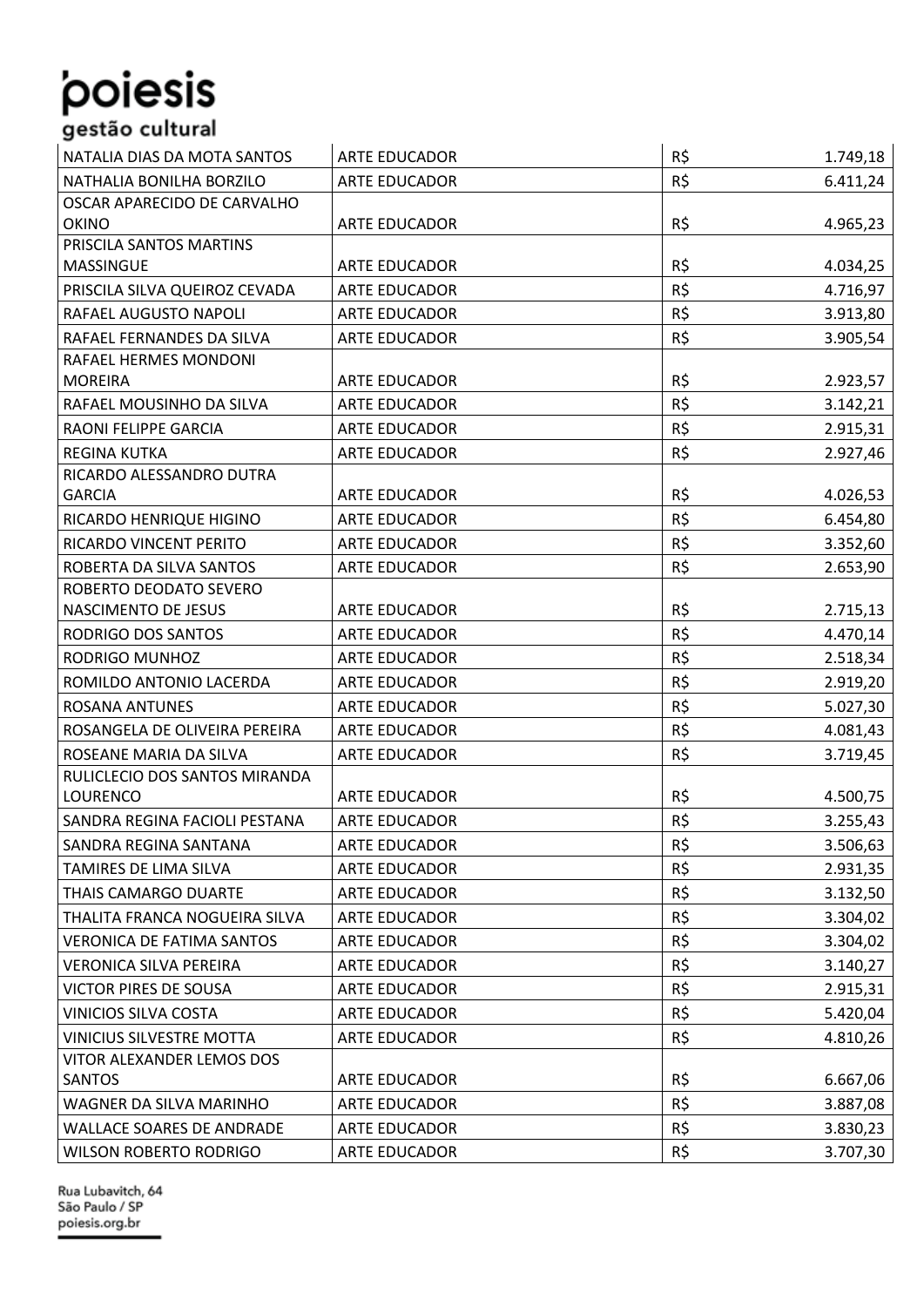| | | | |
|---|---|---|---|
| NATALIA DIAS DA MOTA SANTOS | ARTE EDUCADOR | R$ | 1.749,18 |
| NATHALIA BONILHA BORZILO | ARTE EDUCADOR | R$ | 6.411,24 |
| OSCAR APARECIDO DE CARVALHO OKINO | ARTE EDUCADOR | R$ | 4.965,23 |
| PRISCILA SANTOS MARTINS MASSINGUE | ARTE EDUCADOR | R$ | 4.034,25 |
| PRISCILA SILVA QUEIROZ CEVADA | ARTE EDUCADOR | R$ | 4.716,97 |
| RAFAEL AUGUSTO NAPOLI | ARTE EDUCADOR | R$ | 3.913,80 |
| RAFAEL FERNANDES DA SILVA | ARTE EDUCADOR | R$ | 3.905,54 |
| RAFAEL HERMES MONDONI MOREIRA | ARTE EDUCADOR | R$ | 2.923,57 |
| RAFAEL MOUSINHO DA SILVA | ARTE EDUCADOR | R$ | 3.142,21 |
| RAONI FELIPPE GARCIA | ARTE EDUCADOR | R$ | 2.915,31 |
| REGINA KUTKA | ARTE EDUCADOR | R$ | 2.927,46 |
| RICARDO ALESSANDRO DUTRA GARCIA | ARTE EDUCADOR | R$ | 4.026,53 |
| RICARDO HENRIQUE HIGINO | ARTE EDUCADOR | R$ | 6.454,80 |
| RICARDO VINCENT PERITO | ARTE EDUCADOR | R$ | 3.352,60 |
| ROBERTA DA SILVA SANTOS | ARTE EDUCADOR | R$ | 2.653,90 |
| ROBERTO DEODATO SEVERO NASCIMENTO DE JESUS | ARTE EDUCADOR | R$ | 2.715,13 |
| RODRIGO DOS SANTOS | ARTE EDUCADOR | R$ | 4.470,14 |
| RODRIGO MUNHOZ | ARTE EDUCADOR | R$ | 2.518,34 |
| ROMILDO ANTONIO LACERDA | ARTE EDUCADOR | R$ | 2.919,20 |
| ROSANA ANTUNES | ARTE EDUCADOR | R$ | 5.027,30 |
| ROSANGELA DE OLIVEIRA PEREIRA | ARTE EDUCADOR | R$ | 4.081,43 |
| ROSEANE MARIA DA SILVA | ARTE EDUCADOR | R$ | 3.719,45 |
| RULICLECIO DOS SANTOS MIRANDA LOURENCO | ARTE EDUCADOR | R$ | 4.500,75 |
| SANDRA REGINA FACIOLI PESTANA | ARTE EDUCADOR | R$ | 3.255,43 |
| SANDRA REGINA SANTANA | ARTE EDUCADOR | R$ | 3.506,63 |
| TAMIRES DE LIMA SILVA | ARTE EDUCADOR | R$ | 2.931,35 |
| THAIS CAMARGO DUARTE | ARTE EDUCADOR | R$ | 3.132,50 |
| THALITA FRANCA NOGUEIRA SILVA | ARTE EDUCADOR | R$ | 3.304,02 |
| VERONICA DE FATIMA SANTOS | ARTE EDUCADOR | R$ | 3.304,02 |
| VERONICA SILVA PEREIRA | ARTE EDUCADOR | R$ | 3.140,27 |
| VICTOR PIRES DE SOUSA | ARTE EDUCADOR | R$ | 2.915,31 |
| VINICIOS SILVA COSTA | ARTE EDUCADOR | R$ | 5.420,04 |
| VINICIUS SILVESTRE MOTTA | ARTE EDUCADOR | R$ | 4.810,26 |
| VITOR ALEXANDER LEMOS DOS SANTOS | ARTE EDUCADOR | R$ | 6.667,06 |
| WAGNER DA SILVA MARINHO | ARTE EDUCADOR | R$ | 3.887,08 |
| WALLACE SOARES DE ANDRADE | ARTE EDUCADOR | R$ | 3.830,23 |
| WILSON ROBERTO RODRIGO | ARTE EDUCADOR | R$ | 3.707,30 |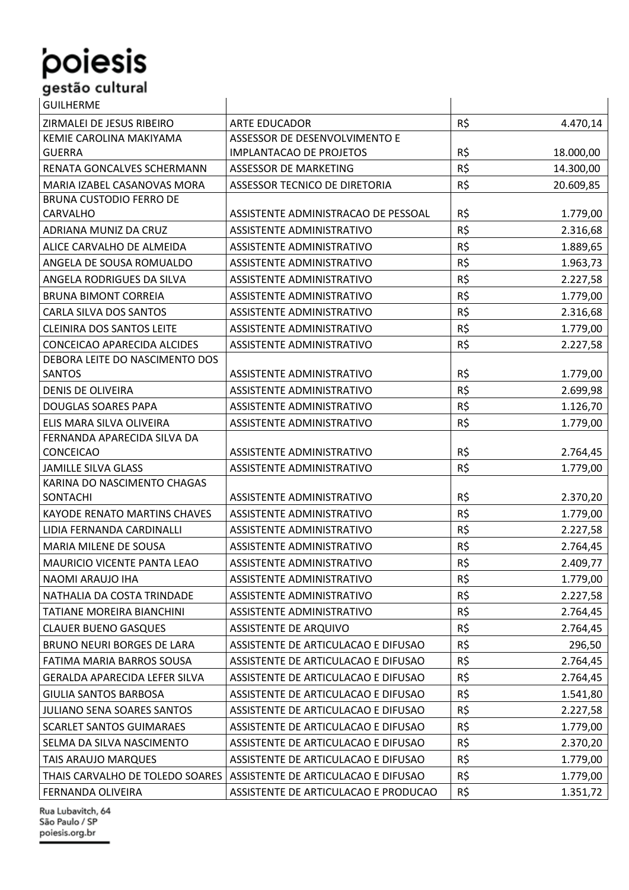| | | | |
|---|---|---|---|
| GUILHERME | | | |
| ZIRMALEI DE JESUS RIBEIRO | ARTE EDUCADOR | R$ | 4.470,14 |
| KEMIE CAROLINA MAKIYAMA GUERRA | ASSESSOR DE DESENVOLVIMENTO E IMPLANTACAO DE PROJETOS | R$ | 18.000,00 |
| RENATA GONCALVES SCHERMANN | ASSESSOR DE MARKETING | R$ | 14.300,00 |
| MARIA IZABEL CASANOVAS MORA | ASSESSOR TECNICO DE DIRETORIA | R$ | 20.609,85 |
| BRUNA CUSTODIO FERRO DE CARVALHO | ASSISTENTE ADMINISTRACAO DE PESSOAL | R$ | 1.779,00 |
| ADRIANA MUNIZ DA CRUZ | ASSISTENTE ADMINISTRATIVO | R$ | 2.316,68 |
| ALICE CARVALHO DE ALMEIDA | ASSISTENTE ADMINISTRATIVO | R$ | 1.889,65 |
| ANGELA DE SOUSA ROMUALDO | ASSISTENTE ADMINISTRATIVO | R$ | 1.963,73 |
| ANGELA RODRIGUES DA SILVA | ASSISTENTE ADMINISTRATIVO | R$ | 2.227,58 |
| BRUNA BIMONT CORREIA | ASSISTENTE ADMINISTRATIVO | R$ | 1.779,00 |
| CARLA SILVA DOS SANTOS | ASSISTENTE ADMINISTRATIVO | R$ | 2.316,68 |
| CLEINIRA DOS SANTOS LEITE | ASSISTENTE ADMINISTRATIVO | R$ | 1.779,00 |
| CONCEICAO APARECIDA ALCIDES | ASSISTENTE ADMINISTRATIVO | R$ | 2.227,58 |
| DEBORA LEITE DO NASCIMENTO DOS SANTOS | ASSISTENTE ADMINISTRATIVO | R$ | 1.779,00 |
| DENIS DE OLIVEIRA | ASSISTENTE ADMINISTRATIVO | R$ | 2.699,98 |
| DOUGLAS SOARES PAPA | ASSISTENTE ADMINISTRATIVO | R$ | 1.126,70 |
| ELIS MARA SILVA OLIVEIRA | ASSISTENTE ADMINISTRATIVO | R$ | 1.779,00 |
| FERNANDA APARECIDA SILVA DA CONCEICAO | ASSISTENTE ADMINISTRATIVO | R$ | 2.764,45 |
| JAMILLE SILVA GLASS | ASSISTENTE ADMINISTRATIVO | R$ | 1.779,00 |
| KARINA DO NASCIMENTO CHAGAS SONTACHI | ASSISTENTE ADMINISTRATIVO | R$ | 2.370,20 |
| KAYODE RENATO MARTINS CHAVES | ASSISTENTE ADMINISTRATIVO | R$ | 1.779,00 |
| LIDIA FERNANDA CARDINALLI | ASSISTENTE ADMINISTRATIVO | R$ | 2.227,58 |
| MARIA MILENE DE SOUSA | ASSISTENTE ADMINISTRATIVO | R$ | 2.764,45 |
| MAURICIO VICENTE PANTA LEAO | ASSISTENTE ADMINISTRATIVO | R$ | 2.409,77 |
| NAOMI ARAUJO IHA | ASSISTENTE ADMINISTRATIVO | R$ | 1.779,00 |
| NATHALIA DA COSTA TRINDADE | ASSISTENTE ADMINISTRATIVO | R$ | 2.227,58 |
| TATIANE MOREIRA BIANCHINI | ASSISTENTE ADMINISTRATIVO | R$ | 2.764,45 |
| CLAUER BUENO GASQUES | ASSISTENTE DE ARQUIVO | R$ | 2.764,45 |
| BRUNO NEURI BORGES DE LARA | ASSISTENTE DE ARTICULACAO E DIFUSAO | R$ | 296,50 |
| FATIMA MARIA BARROS SOUSA | ASSISTENTE DE ARTICULACAO E DIFUSAO | R$ | 2.764,45 |
| GERALDA APARECIDA LEFER SILVA | ASSISTENTE DE ARTICULACAO E DIFUSAO | R$ | 2.764,45 |
| GIULIA SANTOS BARBOSA | ASSISTENTE DE ARTICULACAO E DIFUSAO | R$ | 1.541,80 |
| JULIANO SENA SOARES SANTOS | ASSISTENTE DE ARTICULACAO E DIFUSAO | R$ | 2.227,58 |
| SCARLET SANTOS GUIMARAES | ASSISTENTE DE ARTICULACAO E DIFUSAO | R$ | 1.779,00 |
| SELMA DA SILVA NASCIMENTO | ASSISTENTE DE ARTICULACAO E DIFUSAO | R$ | 2.370,20 |
| TAIS ARAUJO MARQUES | ASSISTENTE DE ARTICULACAO E DIFUSAO | R$ | 1.779,00 |
| THAIS CARVALHO DE TOLEDO SOARES | ASSISTENTE DE ARTICULACAO E DIFUSAO | R$ | 1.779,00 |
| FERNANDA OLIVEIRA | ASSISTENTE DE ARTICULACAO E PRODUCAO | R$ | 1.351,72 |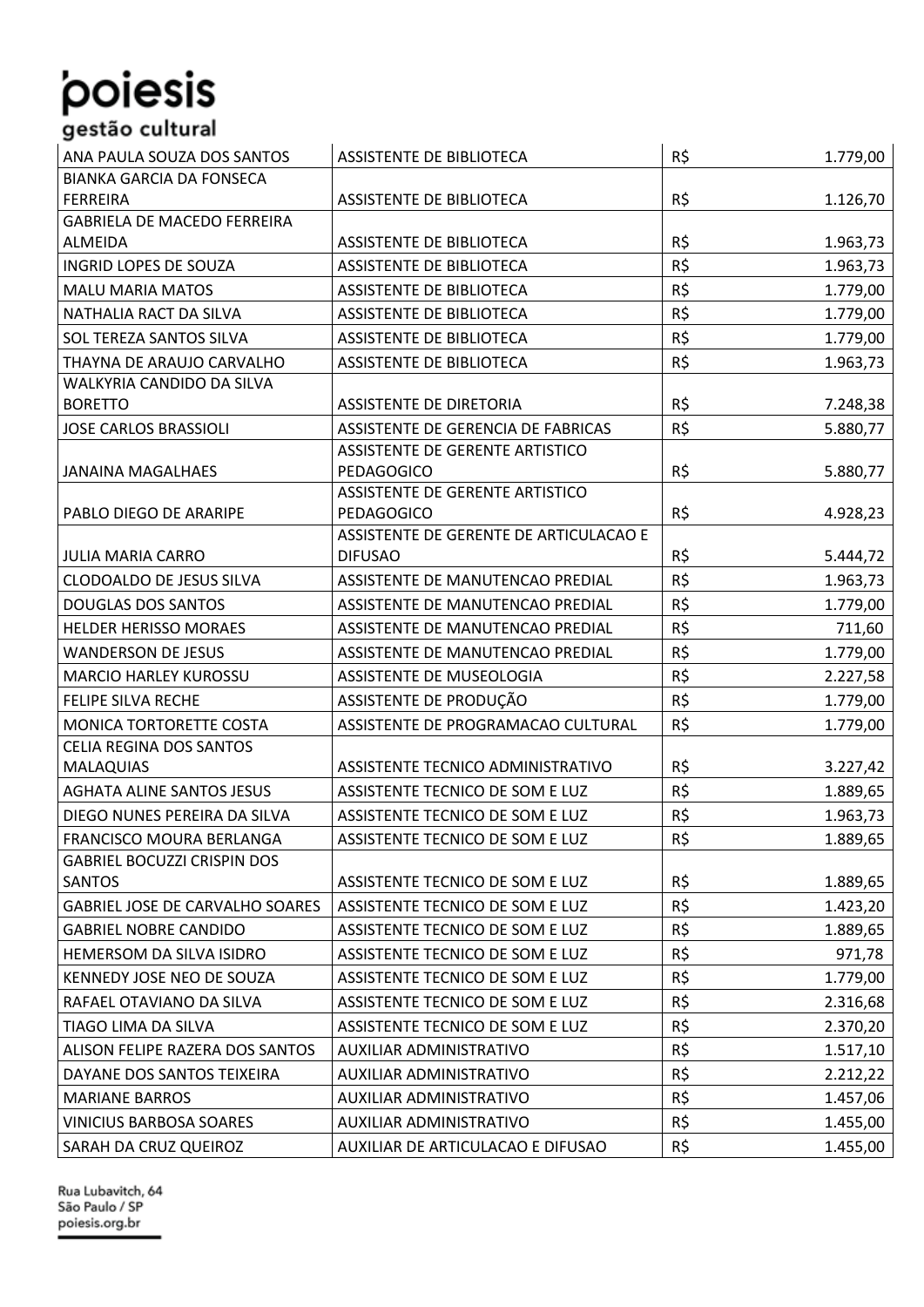| | | | |
|---|---|---|---|
| ANA PAULA SOUZA DOS SANTOS | ASSISTENTE DE BIBLIOTECA | R$ | 1.779,00 |
| BIANKA GARCIA DA FONSECA FERREIRA | ASSISTENTE DE BIBLIOTECA | R$ | 1.126,70 |
| GABRIELA DE MACEDO FERREIRA ALMEIDA | ASSISTENTE DE BIBLIOTECA | R$ | 1.963,73 |
| INGRID LOPES DE SOUZA | ASSISTENTE DE BIBLIOTECA | R$ | 1.963,73 |
| MALU MARIA MATOS | ASSISTENTE DE BIBLIOTECA | R$ | 1.779,00 |
| NATHALIA RACT DA SILVA | ASSISTENTE DE BIBLIOTECA | R$ | 1.779,00 |
| SOL TEREZA SANTOS SILVA | ASSISTENTE DE BIBLIOTECA | R$ | 1.779,00 |
| THAYNA DE ARAUJO CARVALHO | ASSISTENTE DE BIBLIOTECA | R$ | 1.963,73 |
| WALKYRIA CANDIDO DA SILVA BORETTO | ASSISTENTE DE DIRETORIA | R$ | 7.248,38 |
| JOSE CARLOS BRASSIOLI | ASSISTENTE DE GERENCIA DE FABRICAS | R$ | 5.880,77 |
| JANAINA MAGALHAES | ASSISTENTE DE GERENTE ARTISTICO PEDAGOGICO | R$ | 5.880,77 |
| PABLO DIEGO DE ARARIPE | ASSISTENTE DE GERENTE ARTISTICO PEDAGOGICO | R$ | 4.928,23 |
| JULIA MARIA CARRO | ASSISTENTE DE GERENTE DE ARTICULACAO E DIFUSAO | R$ | 5.444,72 |
| CLODOALDO DE JESUS SILVA | ASSISTENTE DE MANUTENCAO PREDIAL | R$ | 1.963,73 |
| DOUGLAS DOS SANTOS | ASSISTENTE DE MANUTENCAO PREDIAL | R$ | 1.779,00 |
| HELDER HERISSO MORAES | ASSISTENTE DE MANUTENCAO PREDIAL | R$ | 711,60 |
| WANDERSON DE JESUS | ASSISTENTE DE MANUTENCAO PREDIAL | R$ | 1.779,00 |
| MARCIO HARLEY KUROSSU | ASSISTENTE DE MUSEOLOGIA | R$ | 2.227,58 |
| FELIPE SILVA RECHE | ASSISTENTE DE PRODUÇÃO | R$ | 1.779,00 |
| MONICA TORTORETTE COSTA | ASSISTENTE DE PROGRAMACAO CULTURAL | R$ | 1.779,00 |
| CELIA REGINA DOS SANTOS MALAQUIAS | ASSISTENTE TECNICO ADMINISTRATIVO | R$ | 3.227,42 |
| AGHATA ALINE SANTOS JESUS | ASSISTENTE TECNICO DE SOM E LUZ | R$ | 1.889,65 |
| DIEGO NUNES PEREIRA DA SILVA | ASSISTENTE TECNICO DE SOM E LUZ | R$ | 1.963,73 |
| FRANCISCO MOURA BERLANGA | ASSISTENTE TECNICO DE SOM E LUZ | R$ | 1.889,65 |
| GABRIEL BOCUZZI CRISPIN DOS SANTOS | ASSISTENTE TECNICO DE SOM E LUZ | R$ | 1.889,65 |
| GABRIEL JOSE DE CARVALHO SOARES | ASSISTENTE TECNICO DE SOM E LUZ | R$ | 1.423,20 |
| GABRIEL NOBRE CANDIDO | ASSISTENTE TECNICO DE SOM E LUZ | R$ | 1.889,65 |
| HEMERSOM DA SILVA ISIDRO | ASSISTENTE TECNICO DE SOM E LUZ | R$ | 971,78 |
| KENNEDY JOSE NEO DE SOUZA | ASSISTENTE TECNICO DE SOM E LUZ | R$ | 1.779,00 |
| RAFAEL OTAVIANO DA SILVA | ASSISTENTE TECNICO DE SOM E LUZ | R$ | 2.316,68 |
| TIAGO LIMA DA SILVA | ASSISTENTE TECNICO DE SOM E LUZ | R$ | 2.370,20 |
| ALISON FELIPE RAZERA DOS SANTOS | AUXILIAR ADMINISTRATIVO | R$ | 1.517,10 |
| DAYANE DOS SANTOS TEIXEIRA | AUXILIAR ADMINISTRATIVO | R$ | 2.212,22 |
| MARIANE BARROS | AUXILIAR ADMINISTRATIVO | R$ | 1.457,06 |
| VINICIUS BARBOSA SOARES | AUXILIAR ADMINISTRATIVO | R$ | 1.455,00 |
| SARAH DA CRUZ QUEIROZ | AUXILIAR DE ARTICULACAO E DIFUSAO | R$ | 1.455,00 |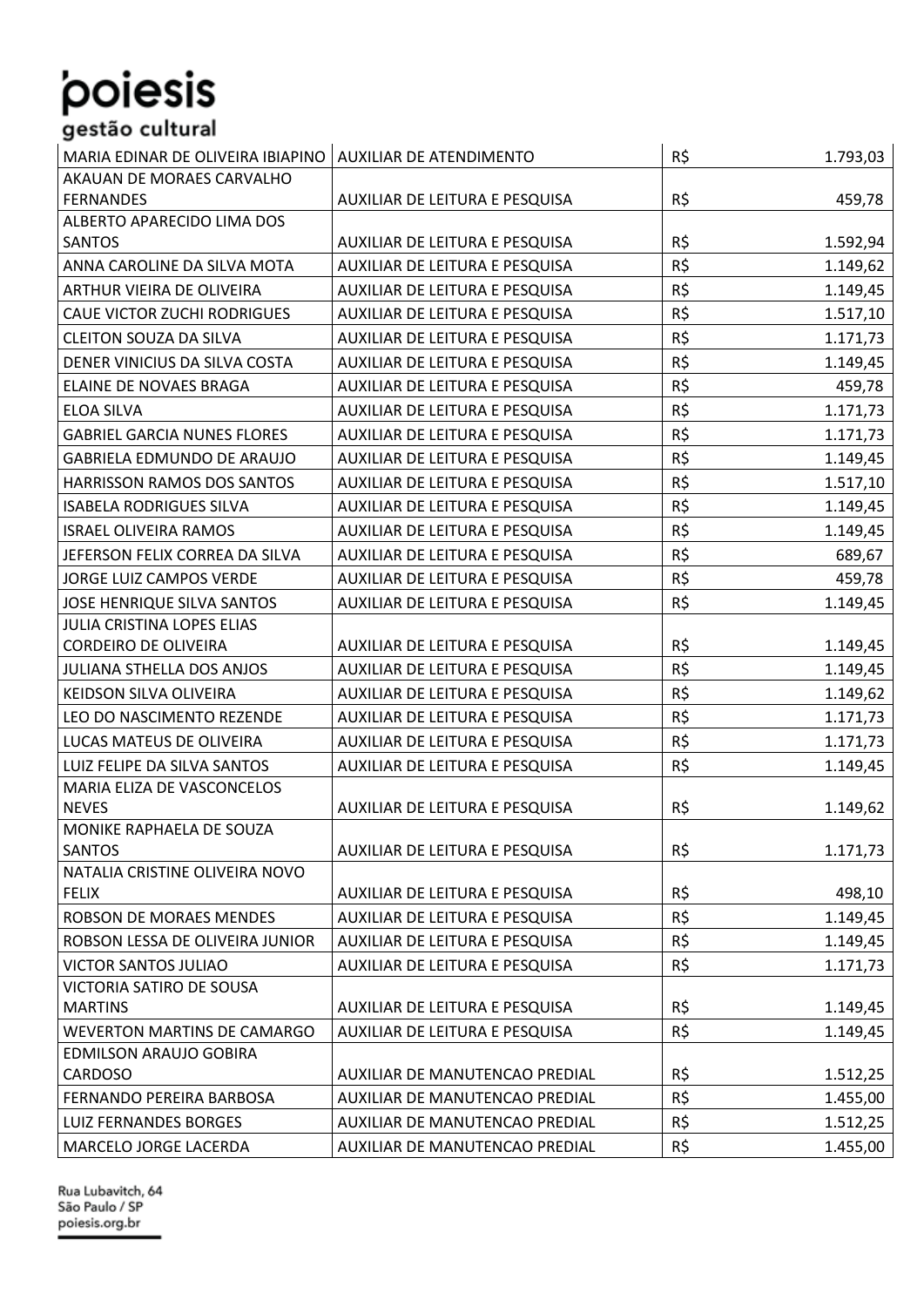| | | | |
|---|---|---|---|
| MARIA EDINAR DE OLIVEIRA IBIAPINO | AUXILIAR DE ATENDIMENTO | R$ | 1.793,03 |
| AKAUAN DE MORAES CARVALHO FERNANDES | AUXILIAR DE LEITURA E PESQUISA | R$ | 459,78 |
| ALBERTO APARECIDO LIMA DOS SANTOS | AUXILIAR DE LEITURA E PESQUISA | R$ | 1.592,94 |
| ANNA CAROLINE DA SILVA MOTA | AUXILIAR DE LEITURA E PESQUISA | R$ | 1.149,62 |
| ARTHUR VIEIRA DE OLIVEIRA | AUXILIAR DE LEITURA E PESQUISA | R$ | 1.149,45 |
| CAUE VICTOR ZUCHI RODRIGUES | AUXILIAR DE LEITURA E PESQUISA | R$ | 1.517,10 |
| CLEITON SOUZA DA SILVA | AUXILIAR DE LEITURA E PESQUISA | R$ | 1.171,73 |
| DENER VINICIUS DA SILVA COSTA | AUXILIAR DE LEITURA E PESQUISA | R$ | 1.149,45 |
| ELAINE DE NOVAES BRAGA | AUXILIAR DE LEITURA E PESQUISA | R$ | 459,78 |
| ELOA SILVA | AUXILIAR DE LEITURA E PESQUISA | R$ | 1.171,73 |
| GABRIEL GARCIA NUNES FLORES | AUXILIAR DE LEITURA E PESQUISA | R$ | 1.171,73 |
| GABRIELA EDMUNDO DE ARAUJO | AUXILIAR DE LEITURA E PESQUISA | R$ | 1.149,45 |
| HARRISSON RAMOS DOS SANTOS | AUXILIAR DE LEITURA E PESQUISA | R$ | 1.517,10 |
| ISABELA RODRIGUES SILVA | AUXILIAR DE LEITURA E PESQUISA | R$ | 1.149,45 |
| ISRAEL OLIVEIRA RAMOS | AUXILIAR DE LEITURA E PESQUISA | R$ | 1.149,45 |
| JEFERSON FELIX CORREA DA SILVA | AUXILIAR DE LEITURA E PESQUISA | R$ | 689,67 |
| JORGE LUIZ CAMPOS VERDE | AUXILIAR DE LEITURA E PESQUISA | R$ | 459,78 |
| JOSE HENRIQUE SILVA SANTOS | AUXILIAR DE LEITURA E PESQUISA | R$ | 1.149,45 |
| JULIA CRISTINA LOPES ELIAS CORDEIRO DE OLIVEIRA | AUXILIAR DE LEITURA E PESQUISA | R$ | 1.149,45 |
| JULIANA STHELLA DOS ANJOS | AUXILIAR DE LEITURA E PESQUISA | R$ | 1.149,45 |
| KEIDSON SILVA OLIVEIRA | AUXILIAR DE LEITURA E PESQUISA | R$ | 1.149,62 |
| LEO DO NASCIMENTO REZENDE | AUXILIAR DE LEITURA E PESQUISA | R$ | 1.171,73 |
| LUCAS MATEUS DE OLIVEIRA | AUXILIAR DE LEITURA E PESQUISA | R$ | 1.171,73 |
| LUIZ FELIPE DA SILVA SANTOS | AUXILIAR DE LEITURA E PESQUISA | R$ | 1.149,45 |
| MARIA ELIZA DE VASCONCELOS NEVES | AUXILIAR DE LEITURA E PESQUISA | R$ | 1.149,62 |
| MONIKE RAPHAELA DE SOUZA SANTOS | AUXILIAR DE LEITURA E PESQUISA | R$ | 1.171,73 |
| NATALIA CRISTINE OLIVEIRA NOVO FELIX | AUXILIAR DE LEITURA E PESQUISA | R$ | 498,10 |
| ROBSON DE MORAES MENDES | AUXILIAR DE LEITURA E PESQUISA | R$ | 1.149,45 |
| ROBSON LESSA DE OLIVEIRA JUNIOR | AUXILIAR DE LEITURA E PESQUISA | R$ | 1.149,45 |
| VICTOR SANTOS JULIAO | AUXILIAR DE LEITURA E PESQUISA | R$ | 1.171,73 |
| VICTORIA SATIRO DE SOUSA MARTINS | AUXILIAR DE LEITURA E PESQUISA | R$ | 1.149,45 |
| WEVERTON MARTINS DE CAMARGO | AUXILIAR DE LEITURA E PESQUISA | R$ | 1.149,45 |
| EDMILSON ARAUJO GOBIRA CARDOSO | AUXILIAR DE MANUTENCAO PREDIAL | R$ | 1.512,25 |
| FERNANDO PEREIRA BARBOSA | AUXILIAR DE MANUTENCAO PREDIAL | R$ | 1.455,00 |
| LUIZ FERNANDES BORGES | AUXILIAR DE MANUTENCAO PREDIAL | R$ | 1.512,25 |
| MARCELO JORGE LACERDA | AUXILIAR DE MANUTENCAO PREDIAL | R$ | 1.455,00 |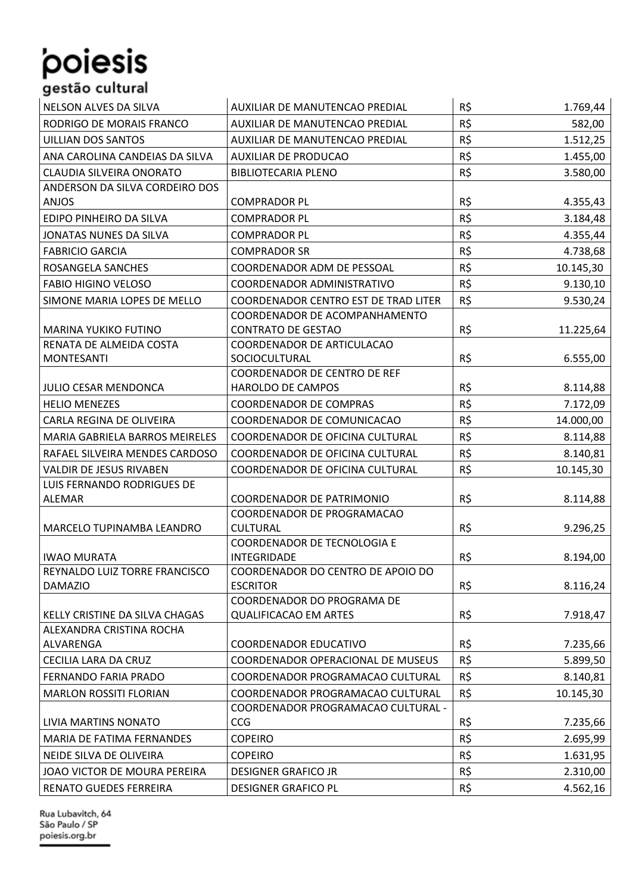| NELSON ALVES DA SILVA | AUXILIAR DE MANUTENCAO PREDIAL | R$ | 1.769,44 |
|---|---|---|---|
| RODRIGO DE MORAIS FRANCO | AUXILIAR DE MANUTENCAO PREDIAL | R$ | 582,00 |
| UILLIAN DOS SANTOS | AUXILIAR DE MANUTENCAO PREDIAL | R$ | 1.512,25 |
| ANA CAROLINA CANDEIAS DA SILVA | AUXILIAR DE PRODUCAO | R$ | 1.455,00 |
| CLAUDIA SILVEIRA ONORATO | BIBLIOTECARIA PLENO | R$ | 3.580,00 |
| ANDERSON DA SILVA CORDEIRO DOS ANJOS | COMPRADOR PL | R$ | 4.355,43 |
| EDIPO PINHEIRO DA SILVA | COMPRADOR PL | R$ | 3.184,48 |
| JONATAS NUNES DA SILVA | COMPRADOR PL | R$ | 4.355,44 |
| FABRICIO GARCIA | COMPRADOR SR | R$ | 4.738,68 |
| ROSANGELA SANCHES | COORDENADOR ADM DE PESSOAL | R$ | 10.145,30 |
| FABIO HIGINO VELOSO | COORDENADOR ADMINISTRATIVO | R$ | 9.130,10 |
| SIMONE MARIA LOPES DE MELLO | COORDENADOR CENTRO EST DE TRAD LITER | R$ | 9.530,24 |
| MARINA YUKIKO FUTINO | COORDENADOR DE ACOMPANHAMENTO CONTRATO DE GESTAO | R$ | 11.225,64 |
| RENATA DE ALMEIDA COSTA MONTESANTI | COORDENADOR DE ARTICULACAO SOCIOCULTURAL | R$ | 6.555,00 |
| JULIO CESAR MENDONCA | COORDENADOR DE CENTRO DE REF HAROLDO DE CAMPOS | R$ | 8.114,88 |
| HELIO MENEZES | COORDENADOR DE COMPRAS | R$ | 7.172,09 |
| CARLA REGINA DE OLIVEIRA | COORDENADOR DE COMUNICACAO | R$ | 14.000,00 |
| MARIA GABRIELA BARROS MEIRELES | COORDENADOR DE OFICINA CULTURAL | R$ | 8.114,88 |
| RAFAEL SILVEIRA MENDES CARDOSO | COORDENADOR DE OFICINA CULTURAL | R$ | 8.140,81 |
| VALDIR DE JESUS RIVABEN | COORDENADOR DE OFICINA CULTURAL | R$ | 10.145,30 |
| LUIS FERNANDO RODRIGUES DE ALEMAR | COORDENADOR DE PATRIMONIO | R$ | 8.114,88 |
| MARCELO TUPINAMBA LEANDRO | COORDENADOR DE PROGRAMACAO CULTURAL | R$ | 9.296,25 |
| IWAO MURATA | COORDENADOR DE TECNOLOGIA E INTEGRIDADE | R$ | 8.194,00 |
| REYNALDO LUIZ TORRE FRANCISCO DAMAZIO | COORDENADOR DO CENTRO DE APOIO DO ESCRITOR | R$ | 8.116,24 |
| KELLY CRISTINE DA SILVA CHAGAS | COORDENADOR DO PROGRAMA DE QUALIFICACAO EM ARTES | R$ | 7.918,47 |
| ALEXANDRA CRISTINA ROCHA ALVARENGA | COORDENADOR EDUCATIVO | R$ | 7.235,66 |
| CECILIA LARA DA CRUZ | COORDENADOR OPERACIONAL DE MUSEUS | R$ | 5.899,50 |
| FERNANDO FARIA PRADO | COORDENADOR PROGRAMACAO CULTURAL | R$ | 8.140,81 |
| MARLON ROSSITI FLORIAN | COORDENADOR PROGRAMACAO CULTURAL | R$ | 10.145,30 |
| LIVIA MARTINS NONATO | COORDENADOR PROGRAMACAO CULTURAL - CCG | R$ | 7.235,66 |
| MARIA DE FATIMA FERNANDES | COPEIRO | R$ | 2.695,99 |
| NEIDE SILVA DE OLIVEIRA | COPEIRO | R$ | 1.631,95 |
| JOAO VICTOR DE MOURA PEREIRA | DESIGNER GRAFICO JR | R$ | 2.310,00 |
| RENATO GUEDES FERREIRA | DESIGNER GRAFICO PL | R$ | 4.562,16 |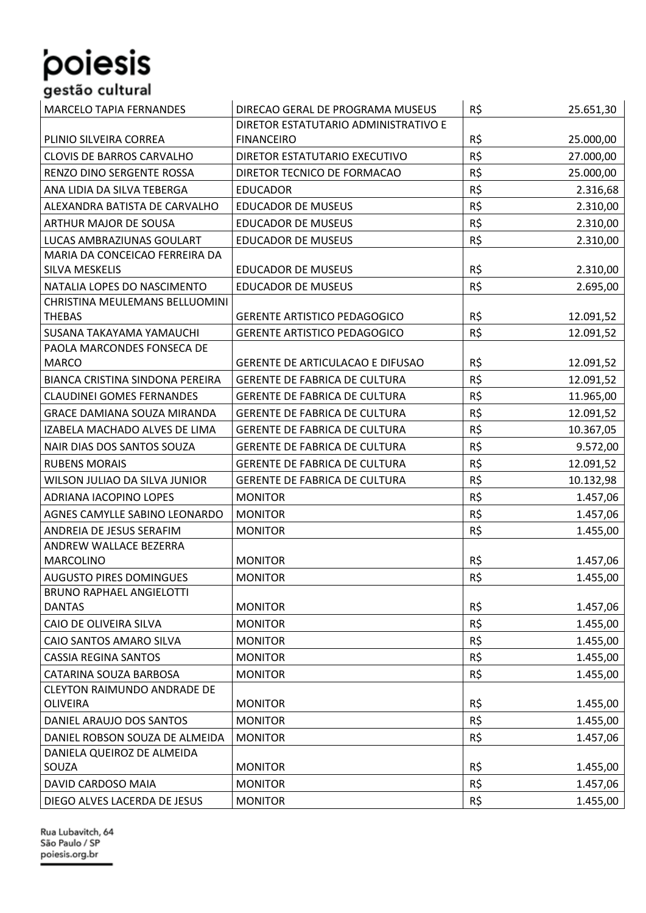| MARCELO TAPIA FERNANDES | DIRECAO GERAL DE PROGRAMA MUSEUS | R$ | 25.651,30 |
|---|---|---|---|
| PLINIO SILVEIRA CORREA | DIRETOR ESTATUTARIO ADMINISTRATIVO E FINANCEIRO | R$ | 25.000,00 |
| CLOVIS DE BARROS CARVALHO | DIRETOR ESTATUTARIO EXECUTIVO | R$ | 27.000,00 |
| RENZO DINO SERGENTE ROSSA | DIRETOR TECNICO DE FORMACAO | R$ | 25.000,00 |
| ANA LIDIA DA SILVA TEBERGA | EDUCADOR | R$ | 2.316,68 |
| ALEXANDRA BATISTA DE CARVALHO | EDUCADOR DE MUSEUS | R$ | 2.310,00 |
| ARTHUR MAJOR DE SOUSA | EDUCADOR DE MUSEUS | R$ | 2.310,00 |
| LUCAS AMBRAZIUNAS GOULART | EDUCADOR DE MUSEUS | R$ | 2.310,00 |
| MARIA DA CONCEICAO FERREIRA DA SILVA MESKELIS | EDUCADOR DE MUSEUS | R$ | 2.310,00 |
| NATALIA LOPES DO NASCIMENTO | EDUCADOR DE MUSEUS | R$ | 2.695,00 |
| CHRISTINA MEULEMANS BELLUOMINI THEBAS | GERENTE ARTISTICO PEDAGOGICO | R$ | 12.091,52 |
| SUSANA TAKAYAMA YAMAUCHI | GERENTE ARTISTICO PEDAGOGICO | R$ | 12.091,52 |
| PAOLA MARCONDES FONSECA DE MARCO | GERENTE DE ARTICULACAO E DIFUSAO | R$ | 12.091,52 |
| BIANCA CRISTINA SINDONA PEREIRA | GERENTE DE FABRICA DE CULTURA | R$ | 12.091,52 |
| CLAUDINEI GOMES FERNANDES | GERENTE DE FABRICA DE CULTURA | R$ | 11.965,00 |
| GRACE DAMIANA SOUZA MIRANDA | GERENTE DE FABRICA DE CULTURA | R$ | 12.091,52 |
| IZABELA MACHADO ALVES DE LIMA | GERENTE DE FABRICA DE CULTURA | R$ | 10.367,05 |
| NAIR DIAS DOS SANTOS SOUZA | GERENTE DE FABRICA DE CULTURA | R$ | 9.572,00 |
| RUBENS MORAIS | GERENTE DE FABRICA DE CULTURA | R$ | 12.091,52 |
| WILSON JULIAO DA SILVA JUNIOR | GERENTE DE FABRICA DE CULTURA | R$ | 10.132,98 |
| ADRIANA IACOPINO LOPES | MONITOR | R$ | 1.457,06 |
| AGNES CAMYLLE SABINO LEONARDO | MONITOR | R$ | 1.457,06 |
| ANDREIA DE JESUS SERAFIM | MONITOR | R$ | 1.455,00 |
| ANDREW WALLACE BEZERRA MARCOLINO | MONITOR | R$ | 1.457,06 |
| AUGUSTO PIRES DOMINGUES | MONITOR | R$ | 1.455,00 |
| BRUNO RAPHAEL ANGIELOTTI DANTAS | MONITOR | R$ | 1.457,06 |
| CAIO DE OLIVEIRA SILVA | MONITOR | R$ | 1.455,00 |
| CAIO SANTOS AMARO SILVA | MONITOR | R$ | 1.455,00 |
| CASSIA REGINA SANTOS | MONITOR | R$ | 1.455,00 |
| CATARINA SOUZA BARBOSA | MONITOR | R$ | 1.455,00 |
| CLEYTON RAIMUNDO ANDRADE DE OLIVEIRA | MONITOR | R$ | 1.455,00 |
| DANIEL ARAUJO DOS SANTOS | MONITOR | R$ | 1.455,00 |
| DANIEL ROBSON SOUZA DE ALMEIDA | MONITOR | R$ | 1.457,06 |
| DANIELA QUEIROZ DE ALMEIDA SOUZA | MONITOR | R$ | 1.455,00 |
| DAVID CARDOSO MAIA | MONITOR | R$ | 1.457,06 |
| DIEGO ALVES LACERDA DE JESUS | MONITOR | R$ | 1.455,00 |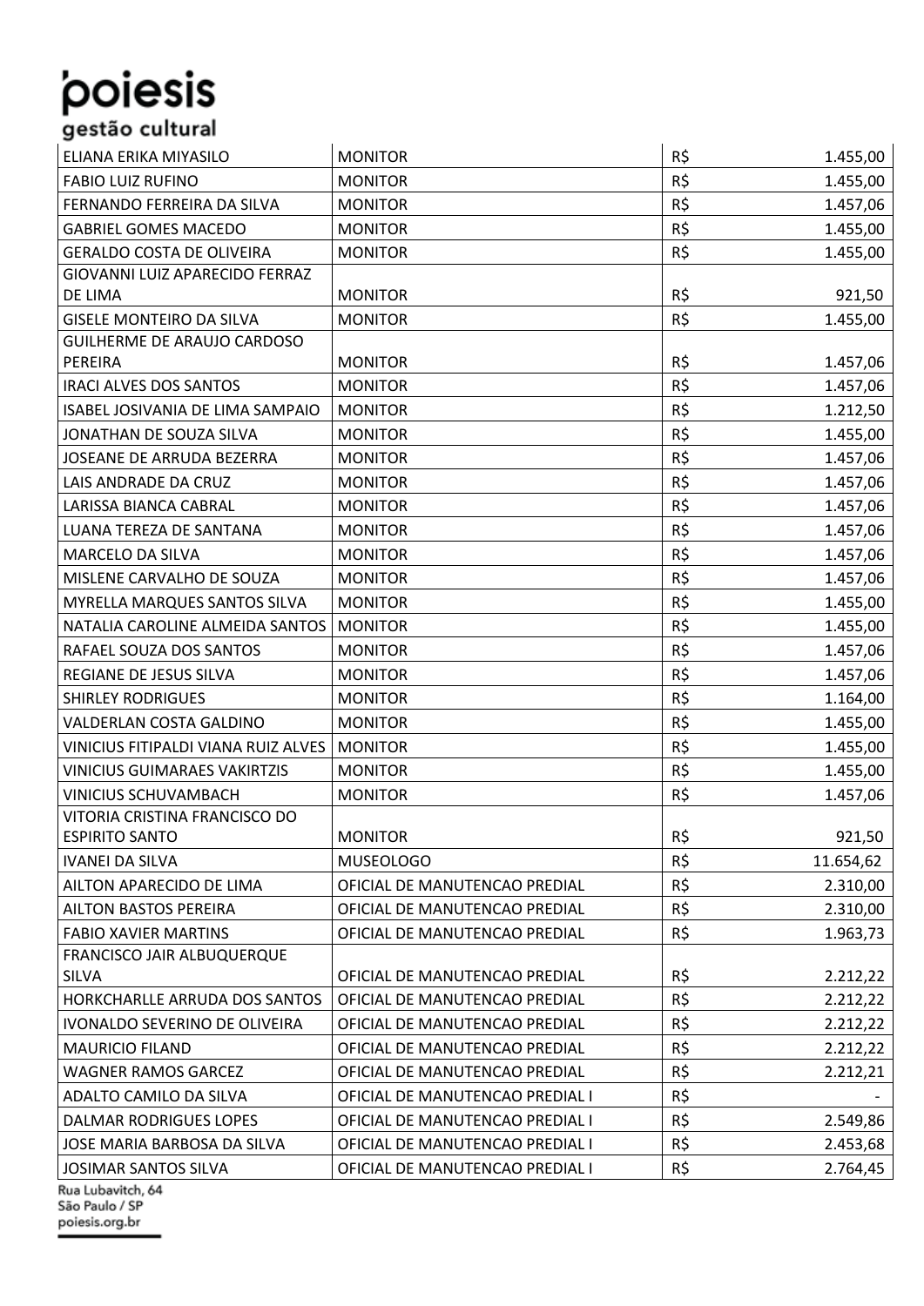| | | | |
|---|---|---|---|
| ELIANA ERIKA MIYASILO | MONITOR | R$ | 1.455,00 |
| FABIO LUIZ RUFINO | MONITOR | R$ | 1.455,00 |
| FERNANDO FERREIRA DA SILVA | MONITOR | R$ | 1.457,06 |
| GABRIEL GOMES MACEDO | MONITOR | R$ | 1.455,00 |
| GERALDO COSTA DE OLIVEIRA | MONITOR | R$ | 1.455,00 |
| GIOVANNI LUIZ APARECIDO FERRAZ DE LIMA | MONITOR | R$ | 921,50 |
| GISELE MONTEIRO DA SILVA | MONITOR | R$ | 1.455,00 |
| GUILHERME DE ARAUJO CARDOSO PEREIRA | MONITOR | R$ | 1.457,06 |
| IRACI ALVES DOS SANTOS | MONITOR | R$ | 1.457,06 |
| ISABEL JOSIVANIA DE LIMA SAMPAIO | MONITOR | R$ | 1.212,50 |
| JONATHAN DE SOUZA SILVA | MONITOR | R$ | 1.455,00 |
| JOSEANE DE ARRUDA BEZERRA | MONITOR | R$ | 1.457,06 |
| LAIS ANDRADE DA CRUZ | MONITOR | R$ | 1.457,06 |
| LARISSA BIANCA CABRAL | MONITOR | R$ | 1.457,06 |
| LUANA TEREZA DE SANTANA | MONITOR | R$ | 1.457,06 |
| MARCELO DA SILVA | MONITOR | R$ | 1.457,06 |
| MISLENE CARVALHO DE SOUZA | MONITOR | R$ | 1.457,06 |
| MYRELLA MARQUES SANTOS SILVA | MONITOR | R$ | 1.455,00 |
| NATALIA CAROLINE ALMEIDA SANTOS | MONITOR | R$ | 1.455,00 |
| RAFAEL SOUZA DOS SANTOS | MONITOR | R$ | 1.457,06 |
| REGIANE DE JESUS SILVA | MONITOR | R$ | 1.457,06 |
| SHIRLEY RODRIGUES | MONITOR | R$ | 1.164,00 |
| VALDERLAN COSTA GALDINO | MONITOR | R$ | 1.455,00 |
| VINICIUS FITIPALDI VIANA RUIZ ALVES | MONITOR | R$ | 1.455,00 |
| VINICIUS GUIMARAES VAKIRTZIS | MONITOR | R$ | 1.455,00 |
| VINICIUS SCHUVAMBACH | MONITOR | R$ | 1.457,06 |
| VITORIA CRISTINA FRANCISCO DO ESPIRITO SANTO | MONITOR | R$ | 921,50 |
| IVANEI DA SILVA | MUSEOLOGO | R$ | 11.654,62 |
| AILTON APARECIDO DE LIMA | OFICIAL DE MANUTENCAO PREDIAL | R$ | 2.310,00 |
| AILTON BASTOS PEREIRA | OFICIAL DE MANUTENCAO PREDIAL | R$ | 2.310,00 |
| FABIO XAVIER MARTINS | OFICIAL DE MANUTENCAO PREDIAL | R$ | 1.963,73 |
| FRANCISCO JAIR ALBUQUERQUE SILVA | OFICIAL DE MANUTENCAO PREDIAL | R$ | 2.212,22 |
| HORKCHARLLE ARRUDA DOS SANTOS | OFICIAL DE MANUTENCAO PREDIAL | R$ | 2.212,22 |
| IVONALDO SEVERINO DE OLIVEIRA | OFICIAL DE MANUTENCAO PREDIAL | R$ | 2.212,22 |
| MAURICIO FILAND | OFICIAL DE MANUTENCAO PREDIAL | R$ | 2.212,22 |
| WAGNER RAMOS GARCEZ | OFICIAL DE MANUTENCAO PREDIAL | R$ | 2.212,21 |
| ADALTO CAMILO DA SILVA | OFICIAL DE MANUTENCAO PREDIAL I | R$ | - |
| DALMAR RODRIGUES LOPES | OFICIAL DE MANUTENCAO PREDIAL I | R$ | 2.549,86 |
| JOSE MARIA BARBOSA DA SILVA | OFICIAL DE MANUTENCAO PREDIAL I | R$ | 2.453,68 |
| JOSIMAR SANTOS SILVA | OFICIAL DE MANUTENCAO PREDIAL I | R$ | 2.764,45 |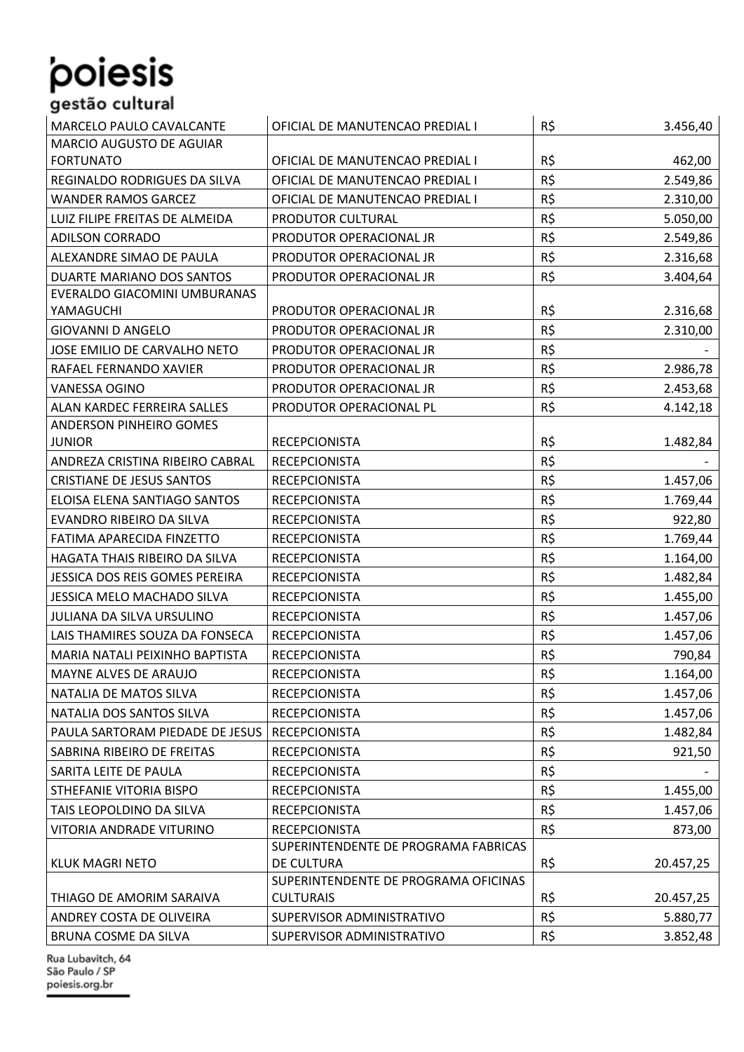| | | | |
|---|---|---|---|
| MARCELO PAULO CAVALCANTE | OFICIAL DE MANUTENCAO PREDIAL I | R$ | 3.456,40 |
| MARCIO AUGUSTO DE AGUIAR FORTUNATO | OFICIAL DE MANUTENCAO PREDIAL I | R$ | 462,00 |
| REGINALDO RODRIGUES DA SILVA | OFICIAL DE MANUTENCAO PREDIAL I | R$ | 2.549,86 |
| WANDER RAMOS GARCEZ | OFICIAL DE MANUTENCAO PREDIAL I | R$ | 2.310,00 |
| LUIZ FILIPE FREITAS DE ALMEIDA | PRODUTOR CULTURAL | R$ | 5.050,00 |
| ADILSON CORRADO | PRODUTOR OPERACIONAL JR | R$ | 2.549,86 |
| ALEXANDRE SIMAO DE PAULA | PRODUTOR OPERACIONAL JR | R$ | 2.316,68 |
| DUARTE MARIANO DOS SANTOS | PRODUTOR OPERACIONAL JR | R$ | 3.404,64 |
| EVERALDO GIACOMINI UMBURANAS YAMAGUCHI | PRODUTOR OPERACIONAL JR | R$ | 2.316,68 |
| GIOVANNI D ANGELO | PRODUTOR OPERACIONAL JR | R$ | 2.310,00 |
| JOSE EMILIO DE CARVALHO NETO | PRODUTOR OPERACIONAL JR | R$ | - |
| RAFAEL FERNANDO XAVIER | PRODUTOR OPERACIONAL JR | R$ | 2.986,78 |
| VANESSA OGINO | PRODUTOR OPERACIONAL JR | R$ | 2.453,68 |
| ALAN KARDEC FERREIRA SALLES | PRODUTOR OPERACIONAL PL | R$ | 4.142,18 |
| ANDERSON PINHEIRO GOMES JUNIOR | RECEPCIONISTA | R$ | 1.482,84 |
| ANDREZA CRISTINA RIBEIRO CABRAL | RECEPCIONISTA | R$ | - |
| CRISTIANE DE JESUS SANTOS | RECEPCIONISTA | R$ | 1.457,06 |
| ELOISA ELENA SANTIAGO SANTOS | RECEPCIONISTA | R$ | 1.769,44 |
| EVANDRO RIBEIRO DA SILVA | RECEPCIONISTA | R$ | 922,80 |
| FATIMA APARECIDA FINZETTO | RECEPCIONISTA | R$ | 1.769,44 |
| HAGATA THAIS RIBEIRO DA SILVA | RECEPCIONISTA | R$ | 1.164,00 |
| JESSICA DOS REIS GOMES PEREIRA | RECEPCIONISTA | R$ | 1.482,84 |
| JESSICA MELO MACHADO SILVA | RECEPCIONISTA | R$ | 1.455,00 |
| JULIANA DA SILVA URSULINO | RECEPCIONISTA | R$ | 1.457,06 |
| LAIS THAMIRES SOUZA DA FONSECA | RECEPCIONISTA | R$ | 1.457,06 |
| MARIA NATALI PEIXINHO BAPTISTA | RECEPCIONISTA | R$ | 790,84 |
| MAYNE ALVES DE ARAUJO | RECEPCIONISTA | R$ | 1.164,00 |
| NATALIA DE MATOS SILVA | RECEPCIONISTA | R$ | 1.457,06 |
| NATALIA DOS SANTOS SILVA | RECEPCIONISTA | R$ | 1.457,06 |
| PAULA SARTORAM PIEDADE DE JESUS | RECEPCIONISTA | R$ | 1.482,84 |
| SABRINA RIBEIRO DE FREITAS | RECEPCIONISTA | R$ | 921,50 |
| SARITA LEITE DE PAULA | RECEPCIONISTA | R$ | - |
| STHEFANIE VITORIA BISPO | RECEPCIONISTA | R$ | 1.455,00 |
| TAIS LEOPOLDINO DA SILVA | RECEPCIONISTA | R$ | 1.457,06 |
| VITORIA ANDRADE VITURINO | RECEPCIONISTA | R$ | 873,00 |
| KLUK MAGRI NETO | SUPERINTENDENTE DE PROGRAMA FABRICAS DE CULTURA | R$ | 20.457,25 |
| THIAGO DE AMORIM SARAIVA | SUPERINTENDENTE DE PROGRAMA OFICINAS CULTURAIS | R$ | 20.457,25 |
| ANDREY COSTA DE OLIVEIRA | SUPERVISOR ADMINISTRATIVO | R$ | 5.880,77 |
| BRUNA COSME DA SILVA | SUPERVISOR ADMINISTRATIVO | R$ | 3.852,48 |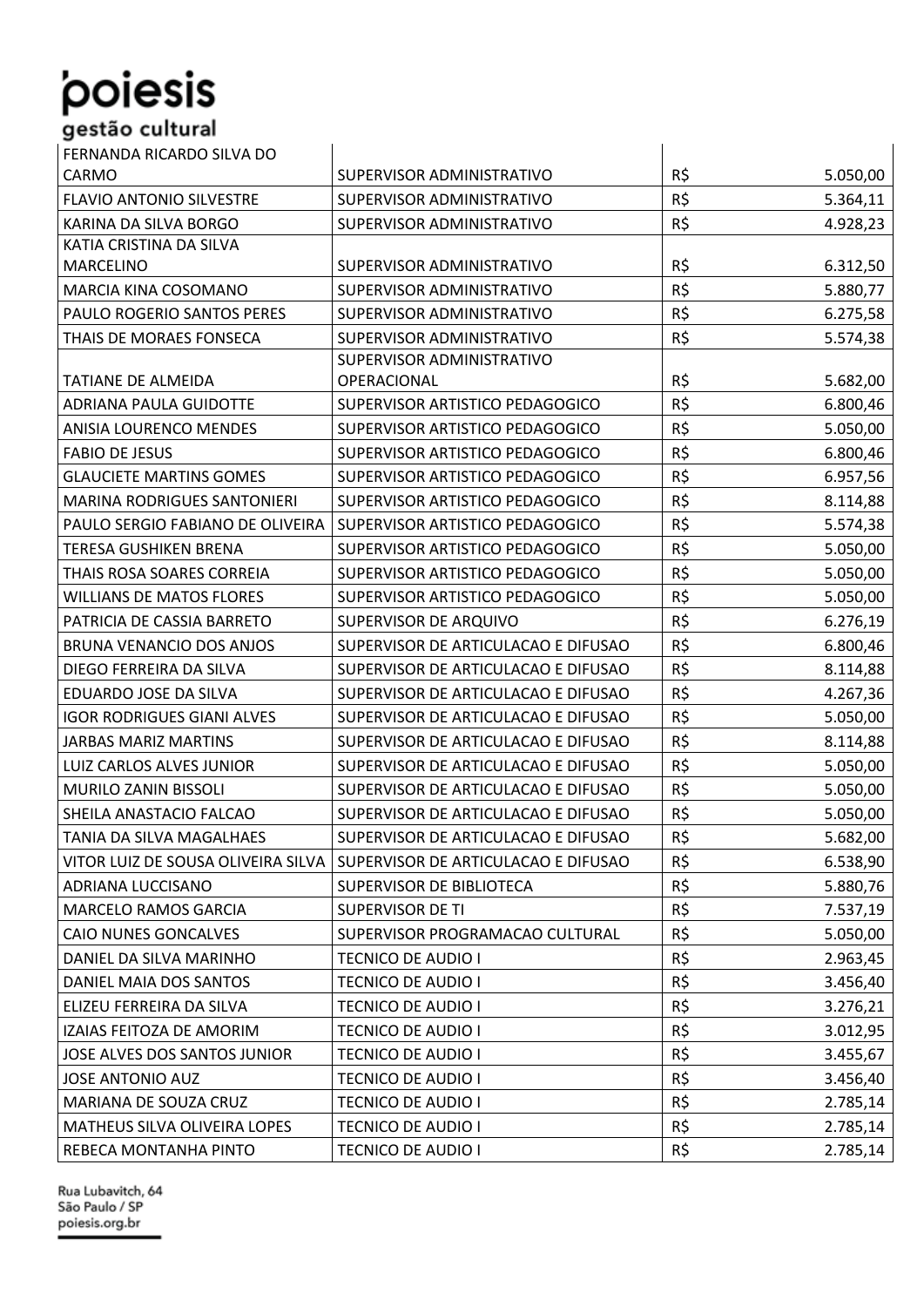| | | | |
|---|---|---|---|
| FERNANDA RICARDO SILVA DO CARMO | SUPERVISOR ADMINISTRATIVO | R$ | 5.050,00 |
| FLAVIO ANTONIO SILVESTRE | SUPERVISOR ADMINISTRATIVO | R$ | 5.364,11 |
| KARINA DA SILVA BORGO | SUPERVISOR ADMINISTRATIVO | R$ | 4.928,23 |
| KATIA CRISTINA DA SILVA MARCELINO | SUPERVISOR ADMINISTRATIVO | R$ | 6.312,50 |
| MARCIA KINA COSOMANO | SUPERVISOR ADMINISTRATIVO | R$ | 5.880,77 |
| PAULO ROGERIO SANTOS PERES | SUPERVISOR ADMINISTRATIVO | R$ | 6.275,58 |
| THAIS DE MORAES FONSECA | SUPERVISOR ADMINISTRATIVO | R$ | 5.574,38 |
| TATIANE DE ALMEIDA | SUPERVISOR ADMINISTRATIVO OPERACIONAL | R$ | 5.682,00 |
| ADRIANA PAULA GUIDOTTE | SUPERVISOR ARTISTICO PEDAGOGICO | R$ | 6.800,46 |
| ANISIA LOURENCO MENDES | SUPERVISOR ARTISTICO PEDAGOGICO | R$ | 5.050,00 |
| FABIO DE JESUS | SUPERVISOR ARTISTICO PEDAGOGICO | R$ | 6.800,46 |
| GLAUCIETE MARTINS GOMES | SUPERVISOR ARTISTICO PEDAGOGICO | R$ | 6.957,56 |
| MARINA RODRIGUES SANTONIERI | SUPERVISOR ARTISTICO PEDAGOGICO | R$ | 8.114,88 |
| PAULO SERGIO FABIANO DE OLIVEIRA | SUPERVISOR ARTISTICO PEDAGOGICO | R$ | 5.574,38 |
| TERESA GUSHIKEN BRENA | SUPERVISOR ARTISTICO PEDAGOGICO | R$ | 5.050,00 |
| THAIS ROSA SOARES CORREIA | SUPERVISOR ARTISTICO PEDAGOGICO | R$ | 5.050,00 |
| WILLIANS DE MATOS FLORES | SUPERVISOR ARTISTICO PEDAGOGICO | R$ | 5.050,00 |
| PATRICIA DE CASSIA BARRETO | SUPERVISOR DE ARQUIVO | R$ | 6.276,19 |
| BRUNA VENANCIO DOS ANJOS | SUPERVISOR DE ARTICULACAO E DIFUSAO | R$ | 6.800,46 |
| DIEGO FERREIRA DA SILVA | SUPERVISOR DE ARTICULACAO E DIFUSAO | R$ | 8.114,88 |
| EDUARDO JOSE DA SILVA | SUPERVISOR DE ARTICULACAO E DIFUSAO | R$ | 4.267,36 |
| IGOR RODRIGUES GIANI ALVES | SUPERVISOR DE ARTICULACAO E DIFUSAO | R$ | 5.050,00 |
| JARBAS MARIZ MARTINS | SUPERVISOR DE ARTICULACAO E DIFUSAO | R$ | 8.114,88 |
| LUIZ CARLOS ALVES JUNIOR | SUPERVISOR DE ARTICULACAO E DIFUSAO | R$ | 5.050,00 |
| MURILO ZANIN BISSOLI | SUPERVISOR DE ARTICULACAO E DIFUSAO | R$ | 5.050,00 |
| SHEILA ANASTACIO FALCAO | SUPERVISOR DE ARTICULACAO E DIFUSAO | R$ | 5.050,00 |
| TANIA DA SILVA MAGALHAES | SUPERVISOR DE ARTICULACAO E DIFUSAO | R$ | 5.682,00 |
| VITOR LUIZ DE SOUSA OLIVEIRA SILVA | SUPERVISOR DE ARTICULACAO E DIFUSAO | R$ | 6.538,90 |
| ADRIANA LUCCISANO | SUPERVISOR DE BIBLIOTECA | R$ | 5.880,76 |
| MARCELO RAMOS GARCIA | SUPERVISOR DE TI | R$ | 7.537,19 |
| CAIO NUNES GONCALVES | SUPERVISOR PROGRAMACAO CULTURAL | R$ | 5.050,00 |
| DANIEL DA SILVA MARINHO | TECNICO DE AUDIO I | R$ | 2.963,45 |
| DANIEL MAIA DOS SANTOS | TECNICO DE AUDIO I | R$ | 3.456,40 |
| ELIZEU FERREIRA DA SILVA | TECNICO DE AUDIO I | R$ | 3.276,21 |
| IZAIAS FEITOZA DE AMORIM | TECNICO DE AUDIO I | R$ | 3.012,95 |
| JOSE ALVES DOS SANTOS JUNIOR | TECNICO DE AUDIO I | R$ | 3.455,67 |
| JOSE ANTONIO AUZ | TECNICO DE AUDIO I | R$ | 3.456,40 |
| MARIANA DE SOUZA CRUZ | TECNICO DE AUDIO I | R$ | 2.785,14 |
| MATHEUS SILVA OLIVEIRA LOPES | TECNICO DE AUDIO I | R$ | 2.785,14 |
| REBECA MONTANHA PINTO | TECNICO DE AUDIO I | R$ | 2.785,14 |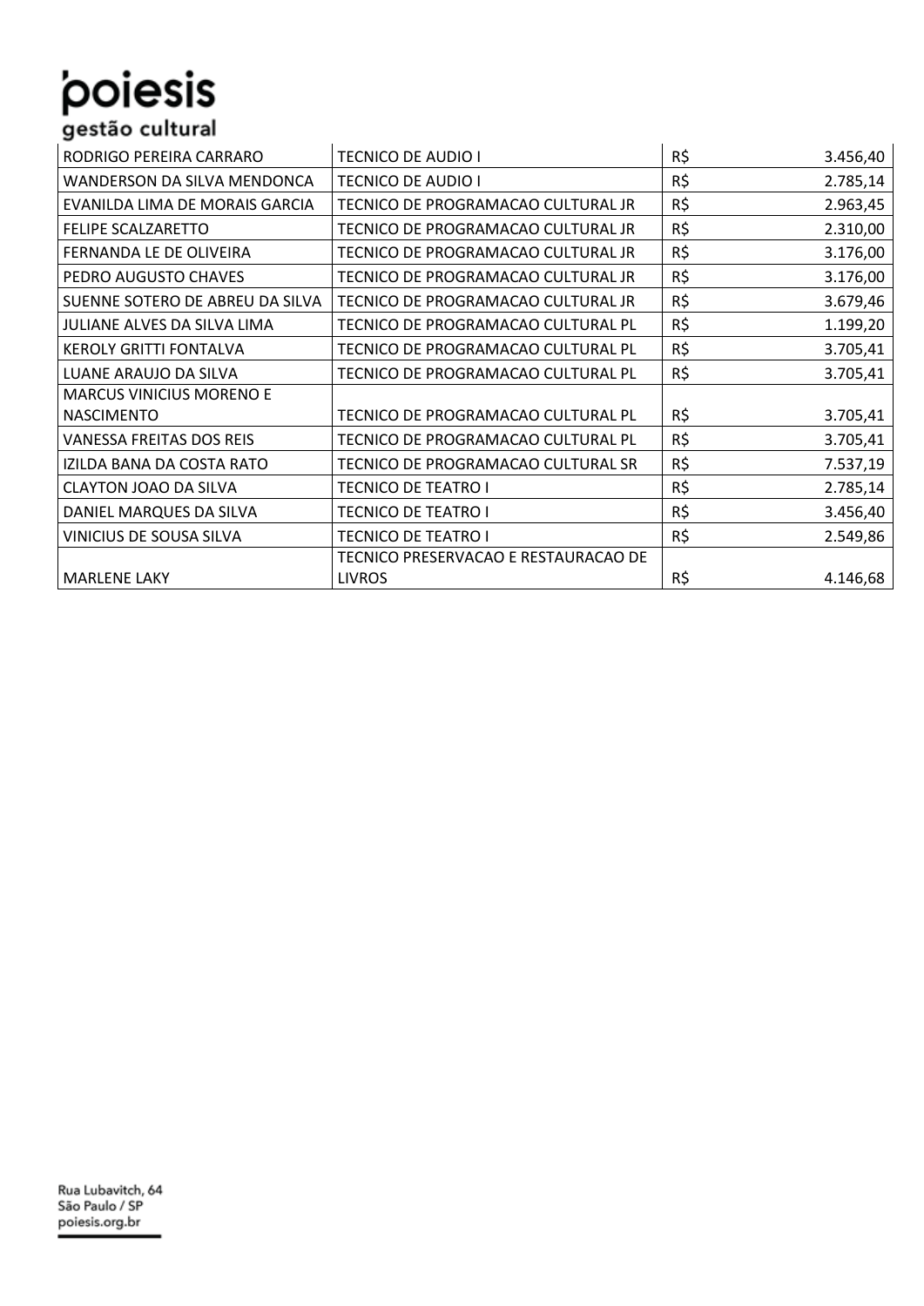| | | | |
|---|---|---|---|
| RODRIGO PEREIRA CARRARO | TECNICO DE AUDIO I | R$ | 3.456,40 |
| WANDERSON DA SILVA MENDONCA | TECNICO DE AUDIO I | R$ | 2.785,14 |
| EVANILDA LIMA DE MORAIS GARCIA | TECNICO DE PROGRAMACAO CULTURAL JR | R$ | 2.963,45 |
| FELIPE SCALZARETTO | TECNICO DE PROGRAMACAO CULTURAL JR | R$ | 2.310,00 |
| FERNANDA LE DE OLIVEIRA | TECNICO DE PROGRAMACAO CULTURAL JR | R$ | 3.176,00 |
| PEDRO AUGUSTO CHAVES | TECNICO DE PROGRAMACAO CULTURAL JR | R$ | 3.176,00 |
| SUENNE SOTERO DE ABREU DA SILVA | TECNICO DE PROGRAMACAO CULTURAL JR | R$ | 3.679,46 |
| JULIANE ALVES DA SILVA LIMA | TECNICO DE PROGRAMACAO CULTURAL PL | R$ | 1.199,20 |
| KEROLY GRITTI FONTALVA | TECNICO DE PROGRAMACAO CULTURAL PL | R$ | 3.705,41 |
| LUANE ARAUJO DA SILVA | TECNICO DE PROGRAMACAO CULTURAL PL | R$ | 3.705,41 |
| MARCUS VINICIUS MORENO E NASCIMENTO | TECNICO DE PROGRAMACAO CULTURAL PL | R$ | 3.705,41 |
| VANESSA FREITAS DOS REIS | TECNICO DE PROGRAMACAO CULTURAL PL | R$ | 3.705,41 |
| IZILDA BANA DA COSTA RATO | TECNICO DE PROGRAMACAO CULTURAL SR | R$ | 7.537,19 |
| CLAYTON JOAO DA SILVA | TECNICO DE TEATRO I | R$ | 2.785,14 |
| DANIEL MARQUES DA SILVA | TECNICO DE TEATRO I | R$ | 3.456,40 |
| VINICIUS DE SOUSA SILVA | TECNICO DE TEATRO I | R$ | 2.549,86 |
| MARLENE LAKY | TECNICO PRESERVACAO E RESTAURACAO DE LIVROS | R$ | 4.146,68 |